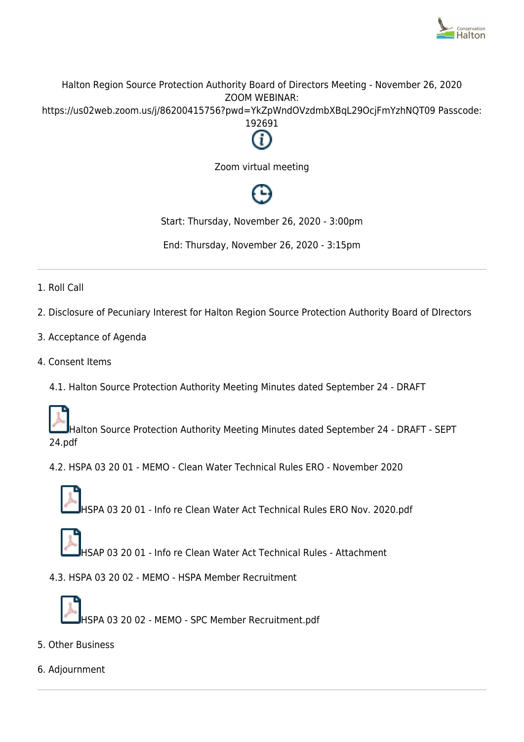Halton Region Source Protection Authority Board of Directors Meeting - November 26, 2020
ZOOM WEBINAR:
https://us02web.zoom.us/j/86200415756?pwd=YkZpWndOVzdmbXBqL29OcjFmYzhNQT09 Passcode: 192691

Zoom virtual meeting

Start: Thursday, November 26, 2020 - 3:00pm

End: Thursday, November 26, 2020 - 3:15pm

---

1. Roll Call

2. Disclosure of Pecuniary Interest for Halton Region Source Protection Authority Board of DIrectors

3. Acceptance of Agenda

4. Consent Items

   4.1. Halton Source Protection Authority Meeting Minutes dated September 24 - DRAFT

   Halton Source Protection Authority Meeting Minutes dated September 24 - DRAFT - SEPT 24.pdf

   4.2. HSPA 03 20 01 - MEMO - Clean Water Technical Rules ERO - November 2020

   HSPA 03 20 01 - Info re Clean Water Act Technical Rules ERO Nov. 2020.pdf

   HSAP 03 20 01 - Info re Clean Water Act Technical Rules - Attachment

   4.3. HSPA 03 20 02 - MEMO - HSPA Member Recruitment

   HSPA 03 20 02 - MEMO - SPC Member Recruitment.pdf

5. Other Business

6. Adjournment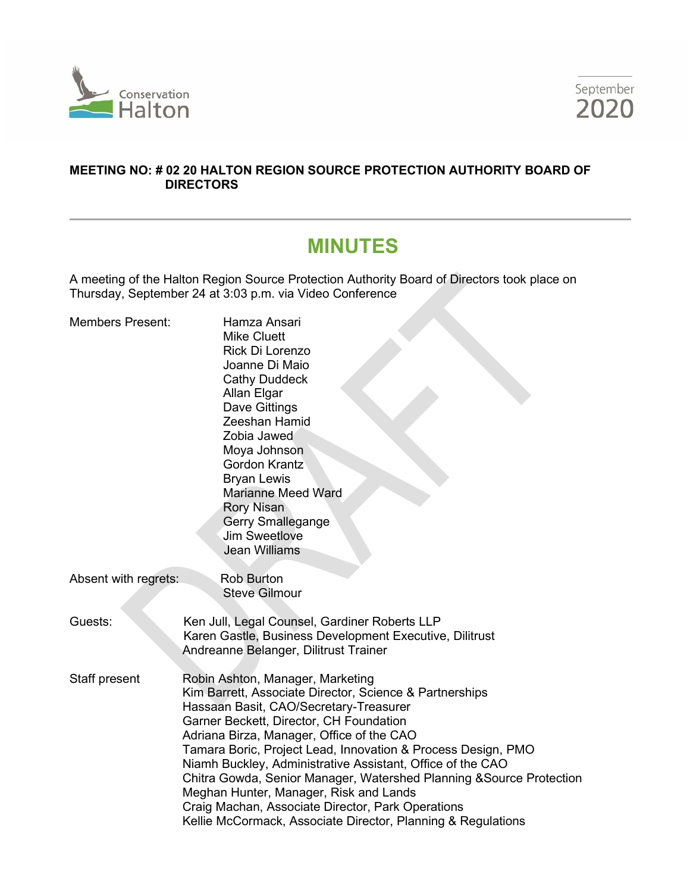**MEETING NO: # 02 20 HALTON REGION SOURCE PROTECTION AUTHORITY BOARD OF DIRECTORS**

# MINUTES

A meeting of the Halton Region Source Protection Authority Board of Directors took place on Thursday, September 24 at 3:03 p.m. via Video Conference

Members Present:
- Hamza Ansari
- Mike Cluett
- Rick Di Lorenzo
- Joanne Di Maio
- Cathy Duddeck
- Allan Elgar
- Dave Gittings
- Zeeshan Hamid
- Zobia Jawed
- Moya Johnson
- Gordon Krantz
- Bryan Lewis
- Marianne Meed Ward
- Rory Nisan
- Gerry Smallegange
- Jim Sweetlove
- Jean Williams

Absent with regrets:
- Rob Burton
- Steve Gilmour

Guests:
- Ken Jull, Legal Counsel, Gardiner Roberts LLP
- Karen Gastle, Business Development Executive, Dilitrust
- Andreanne Belanger, Dilitrust Trainer

Staff present
- Robin Ashton, Manager, Marketing
- Kim Barrett, Associate Director, Science & Partnerships
- Hassaan Basit, CAO/Secretary-Treasurer
- Garner Beckett, Director, CH Foundation
- Adriana Birza, Manager, Office of the CAO
- Tamara Boric, Project Lead, Innovation & Process Design, PMO
- Niamh Buckley, Administrative Assistant, Office of the CAO
- Chitra Gowda, Senior Manager, Watershed Planning &Source Protection
- Meghan Hunter, Manager, Risk and Lands
- Craig Machan, Associate Director, Park Operations
- Kellie McCormack, Associate Director, Planning & Regulations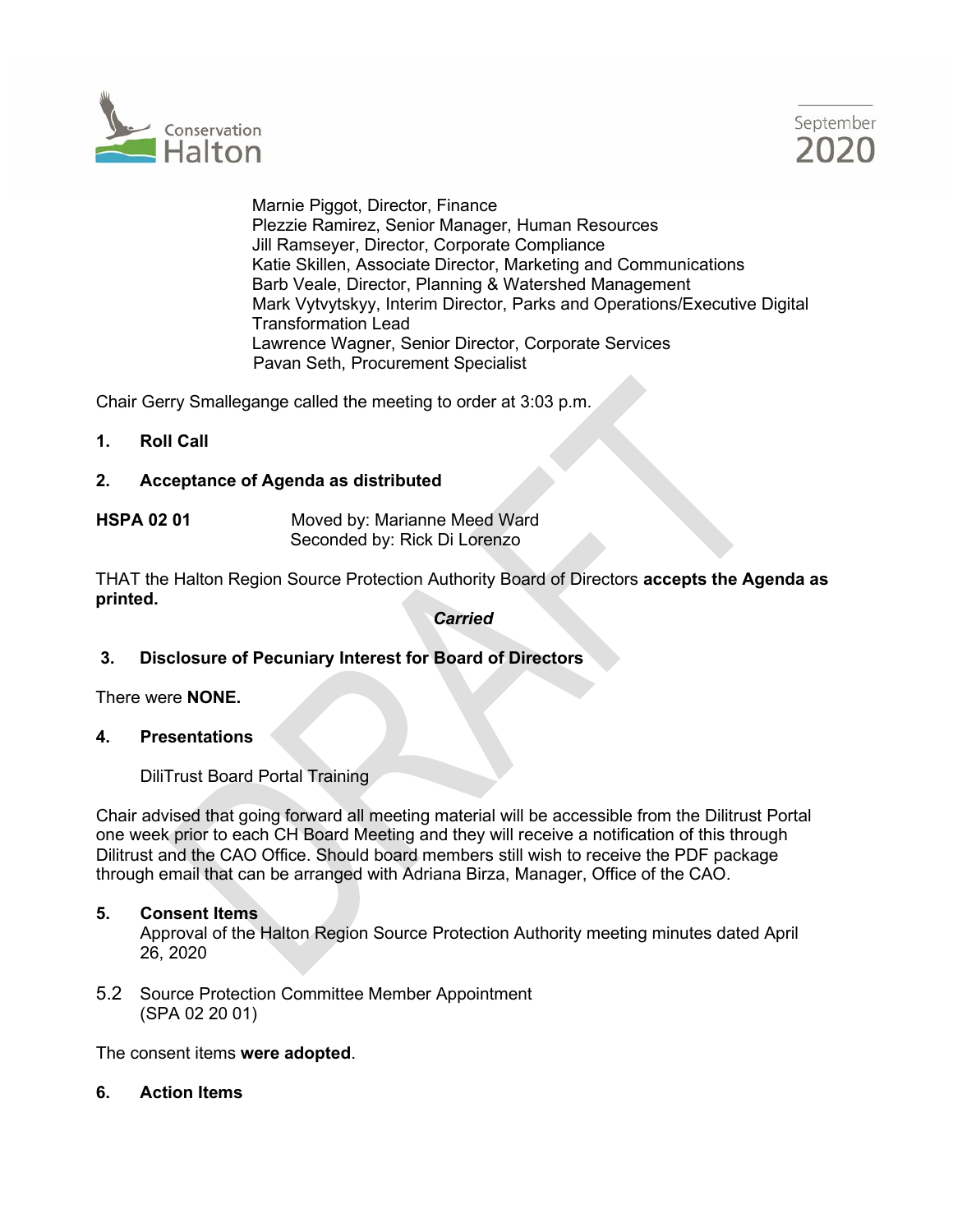Marnie Piggot, Director, Finance
Plezzie Ramirez, Senior Manager, Human Resources
Jill Ramseyer, Director, Corporate Compliance
Katie Skillen, Associate Director, Marketing and Communications
Barb Veale, Director, Planning & Watershed Management
Mark Vytvytskyy, Interim Director, Parks and Operations/Executive Digital Transformation Lead
Lawrence Wagner, Senior Director, Corporate Services
Pavan Seth, Procurement Specialist

Chair Gerry Smallegange called the meeting to order at 3:03 p.m.

**1. Roll Call**

**2. Acceptance of Agenda as distributed**

**HSPA 02 01** Moved by: Marianne Meed Ward
Seconded by: Rick Di Lorenzo

THAT the Halton Region Source Protection Authority Board of Directors **accepts the Agenda as printed.**

***Carried***

**3. Disclosure of Pecuniary Interest for Board of Directors**

There were **NONE.**

**4. Presentations**

DiliTrust Board Portal Training

Chair advised that going forward all meeting material will be accessible from the Dilitrust Portal one week prior to each CH Board Meeting and they will receive a notification of this through Dilitrust and the CAO Office. Should board members still wish to receive the PDF package through email that can be arranged with Adriana Birza, Manager, Office of the CAO.

**5. Consent Items**

Approval of the Halton Region Source Protection Authority meeting minutes dated April 26, 2020

5.2 Source Protection Committee Member Appointment (SPA 02 20 01)

The consent items **were adopted**.

**6. Action Items**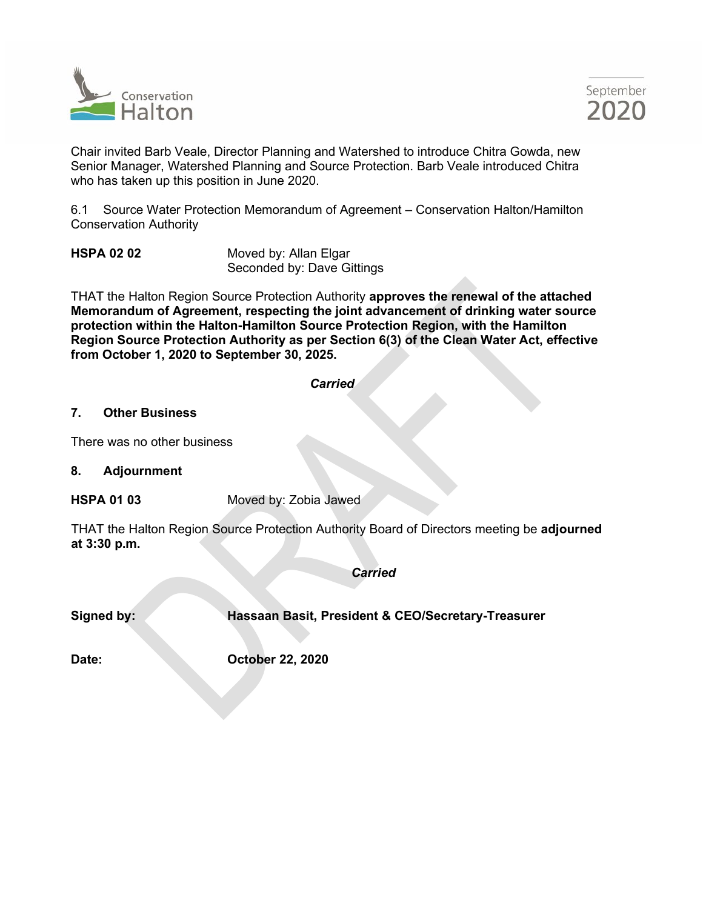Chair invited Barb Veale, Director Planning and Watershed to introduce Chitra Gowda, new Senior Manager, Watershed Planning and Source Protection. Barb Veale introduced Chitra who has taken up this position in June 2020.

6.1 Source Water Protection Memorandum of Agreement – Conservation Halton/Hamilton Conservation Authority

**HSPA 02 02** Moved by: Allan Elgar
Seconded by: Dave Gittings

THAT the Halton Region Source Protection Authority **approves the renewal of the attached Memorandum of Agreement, respecting the joint advancement of drinking water source protection within the Halton-Hamilton Source Protection Region, with the Hamilton Region Source Protection Authority as per Section 6(3) of the Clean Water Act, effective from October 1, 2020 to September 30, 2025.**

***Carried***

## 7. Other Business

There was no other business

## 8. Adjournment

**HSPA 01 03** Moved by: Zobia Jawed

THAT the Halton Region Source Protection Authority Board of Directors meeting be **adjourned at 3:30 p.m.**

***Carried***

**Signed by:** **Hassaan Basit, President & CEO/Secretary-Treasurer**

**Date:** **October 22, 2020**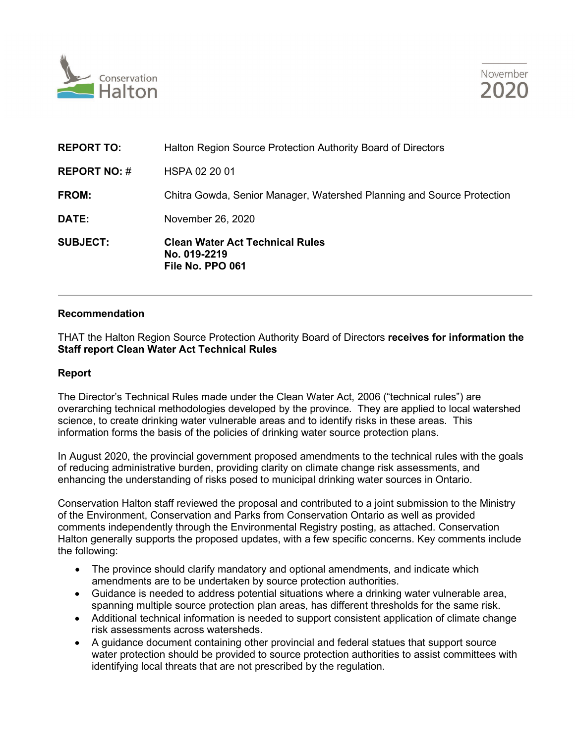Conservation Halton

November 2020

| | |
|---|---|
| **REPORT TO:** | Halton Region Source Protection Authority Board of Directors |
| **REPORT NO: #** | HSPA 02 20 01 |
| **FROM:** | Chitra Gowda, Senior Manager, Watershed Planning and Source Protection |
| **DATE:** | November 26, 2020 |
| **SUBJECT:** | **Clean Water Act Technical Rules No. 019-2219 File No. PPO 061** |

---

**Recommendation**

THAT the Halton Region Source Protection Authority Board of Directors **receives for information the Staff report Clean Water Act Technical Rules**

**Report**

The Director's Technical Rules made under the Clean Water Act, 2006 ("technical rules") are overarching technical methodologies developed by the province. They are applied to local watershed science, to create drinking water vulnerable areas and to identify risks in these areas. This information forms the basis of the policies of drinking water source protection plans.

In August 2020, the provincial government proposed amendments to the technical rules with the goals of reducing administrative burden, providing clarity on climate change risk assessments, and enhancing the understanding of risks posed to municipal drinking water sources in Ontario.

Conservation Halton staff reviewed the proposal and contributed to a joint submission to the Ministry of the Environment, Conservation and Parks from Conservation Ontario as well as provided comments independently through the Environmental Registry posting, as attached. Conservation Halton generally supports the proposed updates, with a few specific concerns. Key comments include the following:

- The province should clarify mandatory and optional amendments, and indicate which amendments are to be undertaken by source protection authorities.
- Guidance is needed to address potential situations where a drinking water vulnerable area, spanning multiple source protection plan areas, has different thresholds for the same risk.
- Additional technical information is needed to support consistent application of climate change risk assessments across watersheds.
- A guidance document containing other provincial and federal statues that support source water protection should be provided to source protection authorities to assist committees with identifying local threats that are not prescribed by the regulation.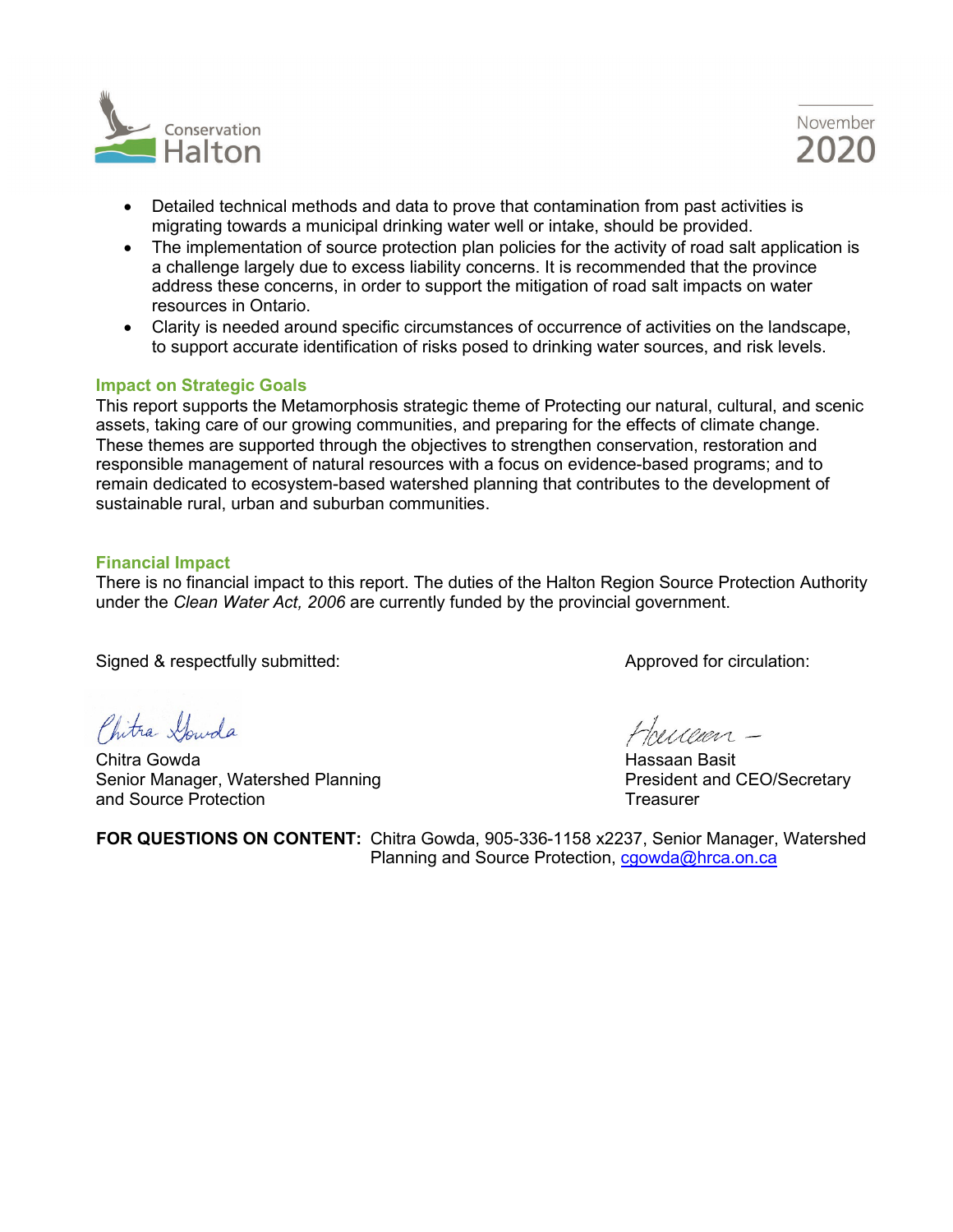- Detailed technical methods and data to prove that contamination from past activities is migrating towards a municipal drinking water well or intake, should be provided.
- The implementation of source protection plan policies for the activity of road salt application is a challenge largely due to excess liability concerns. It is recommended that the province address these concerns, in order to support the mitigation of road salt impacts on water resources in Ontario.
- Clarity is needed around specific circumstances of occurrence of activities on the landscape, to support accurate identification of risks posed to drinking water sources, and risk levels.

### Impact on Strategic Goals

This report supports the Metamorphosis strategic theme of Protecting our natural, cultural, and scenic assets, taking care of our growing communities, and preparing for the effects of climate change. These themes are supported through the objectives to strengthen conservation, restoration and responsible management of natural resources with a focus on evidence-based programs; and to remain dedicated to ecosystem-based watershed planning that contributes to the development of sustainable rural, urban and suburban communities.

### Financial Impact

There is no financial impact to this report. The duties of the Halton Region Source Protection Authority under the *Clean Water Act, 2006* are currently funded by the provincial government.

Signed & respectfully submitted:

Chitra Gowda
Senior Manager, Watershed Planning
and Source Protection

Approved for circulation:

Hassaan Basit
President and CEO/Secretary
Treasurer

**FOR QUESTIONS ON CONTENT:** Chitra Gowda, 905-336-1158 x2237, Senior Manager, Watershed Planning and Source Protection, cgowda@hrca.on.ca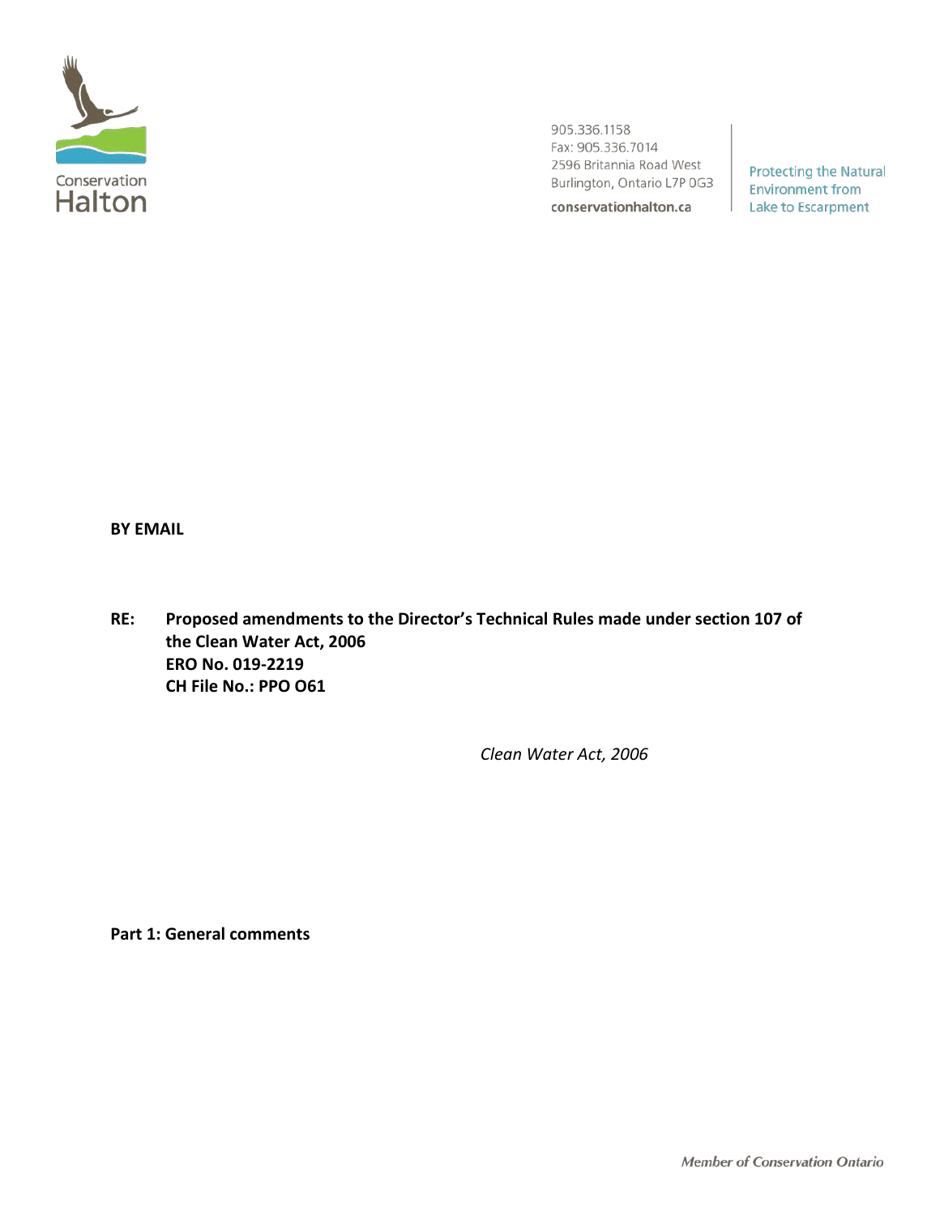905.336.1158
Fax: 905.336.7014
2596 Britannia Road West
Burlington, Ontario L7P 0G3

**conservationhalton.ca**

Protecting the Natural Environment from Lake to Escarpment

**BY EMAIL**

**RE: Proposed amendments to the Director's Technical Rules made under section 107 of the Clean Water Act, 2006**
**ERO No. 019-2219**
**CH File No.: PPO O61**

*Clean Water Act, 2006*

**Part 1: General comments**

*Member of Conservation Ontario*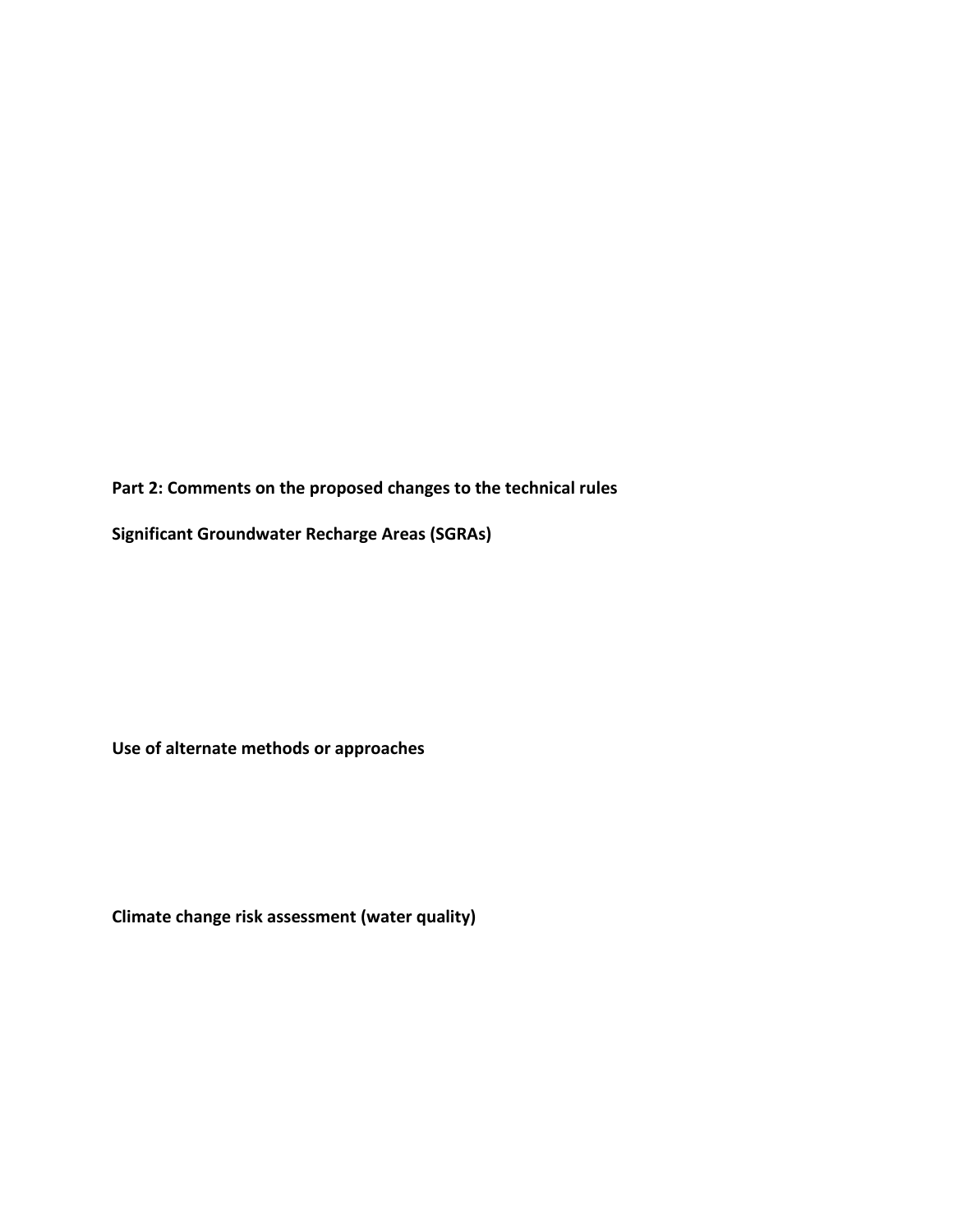**Part 2: Comments on the proposed changes to the technical rules**

**Significant Groundwater Recharge Areas (SGRAs)**

**Use of alternate methods or approaches**

**Climate change risk assessment (water quality)**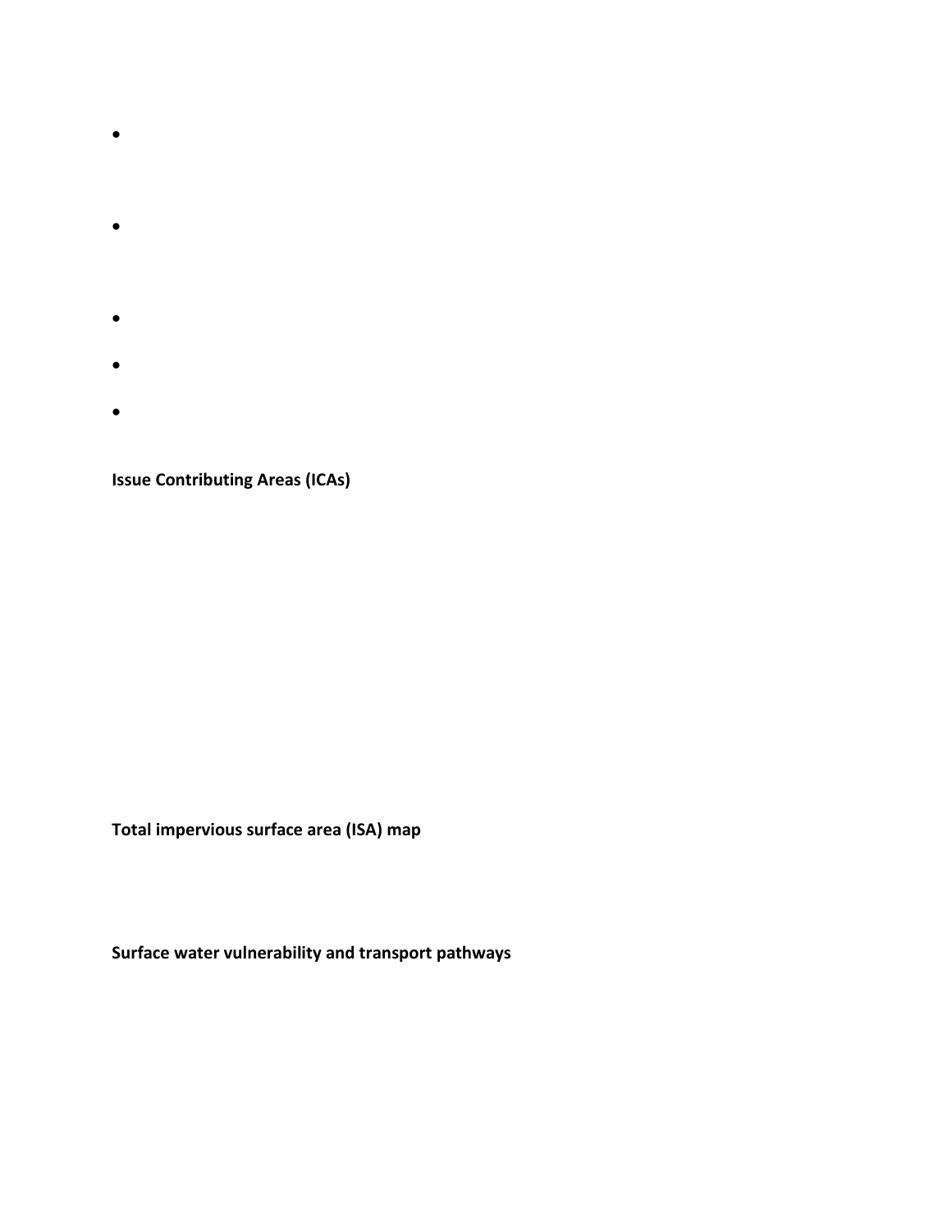- 

- 

- 

- 

- 

**Issue Contributing Areas (ICAs)**

**Total impervious surface area (ISA) map**

**Surface water vulnerability and transport pathways**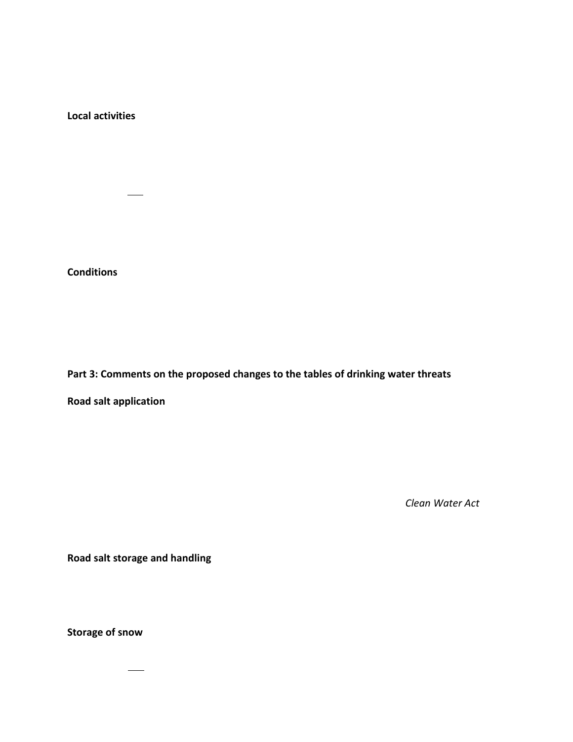**Local activities**

**Conditions**

**Part 3: Comments on the proposed changes to the tables of drinking water threats**

**Road salt application**

*Clean Water Act*

**Road salt storage and handling**

**Storage of snow**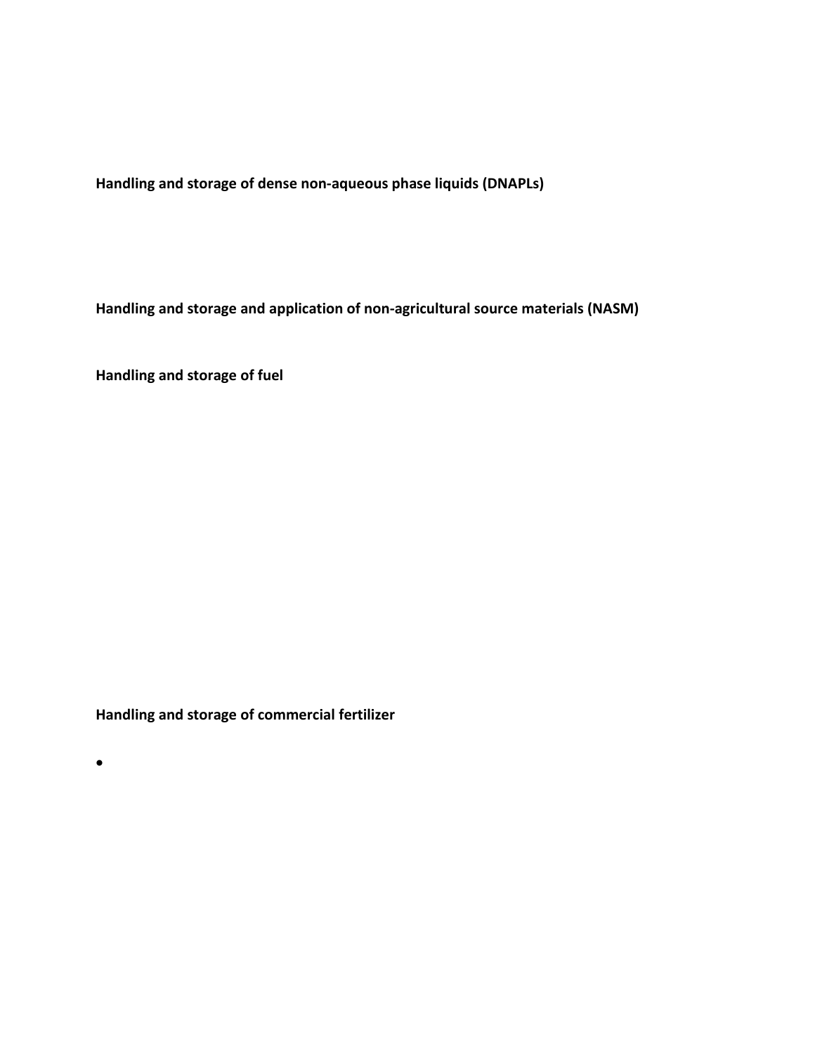**Handling and storage of dense non-aqueous phase liquids (DNAPLs)**

**Handling and storage and application of non-agricultural source materials (NASM)**

**Handling and storage of fuel**

**Handling and storage of commercial fertilizer**

-